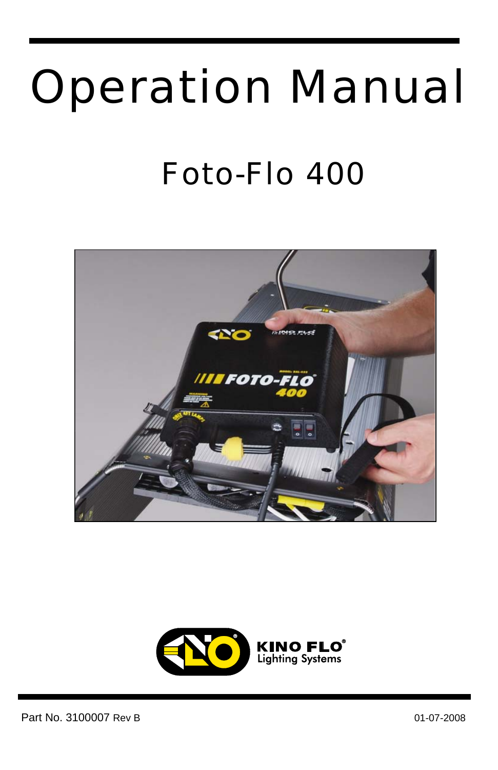# Operation Manual

## Foto-Flo 400

KINO FLO®
Lighting Systems

Part No. 3100007 Rev B

01-07-2008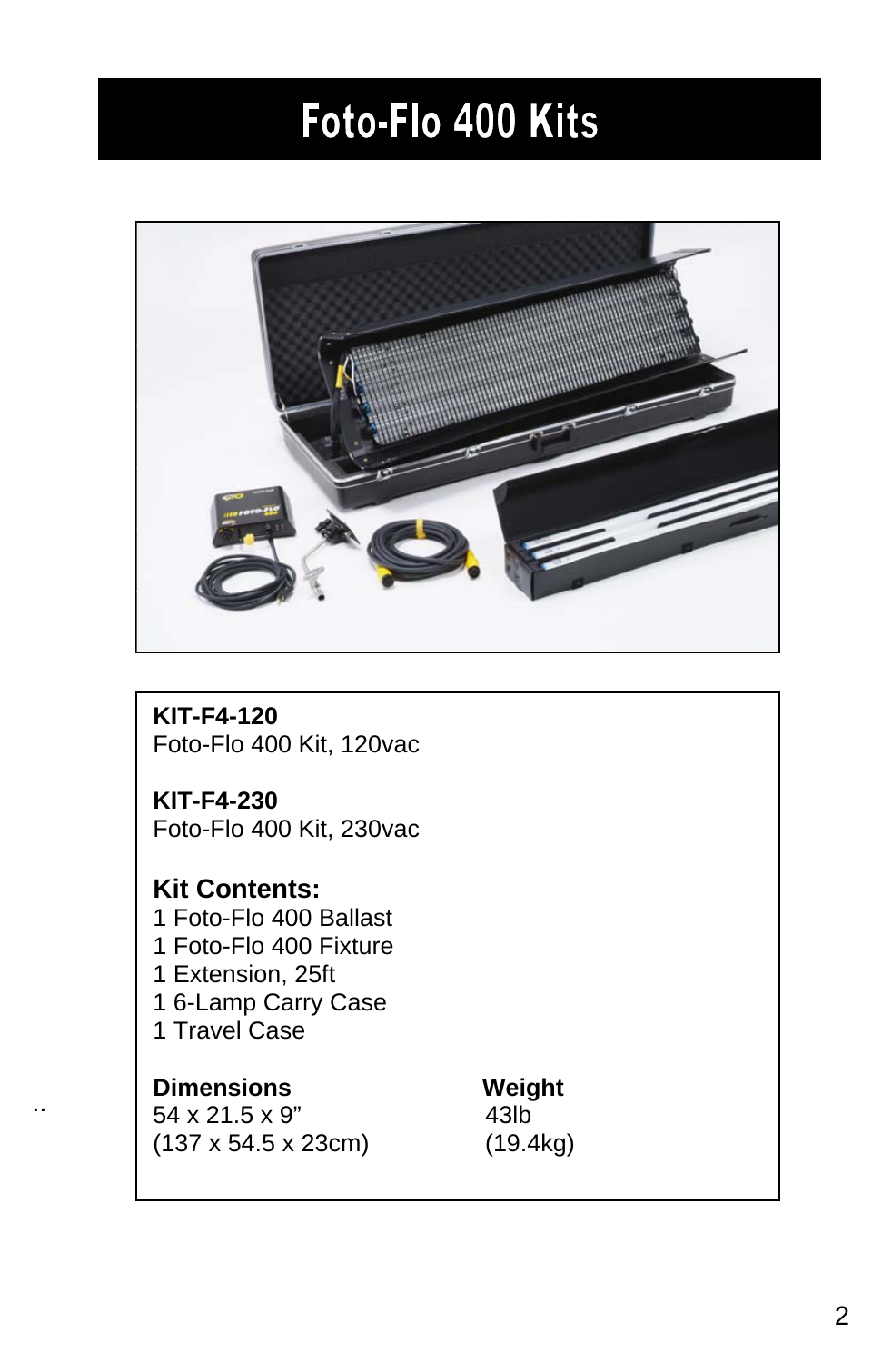# Foto-Flo 400 Kits

**KIT-F4-120**
Foto-Flo 400 Kit, 120vac

**KIT-F4-230**
Foto-Flo 400 Kit, 230vac

**Kit Contents:**
1 Foto-Flo 400 Ballast
1 Foto-Flo 400 Fixture
1 Extension, 25ft
1 6-Lamp Carry Case
1 Travel Case

| Dimensions | Weight |
| --- | --- |
| 54 x 21.5 x 9” | 43lb |
| (137 x 54.5 x 23cm) | (19.4kg) |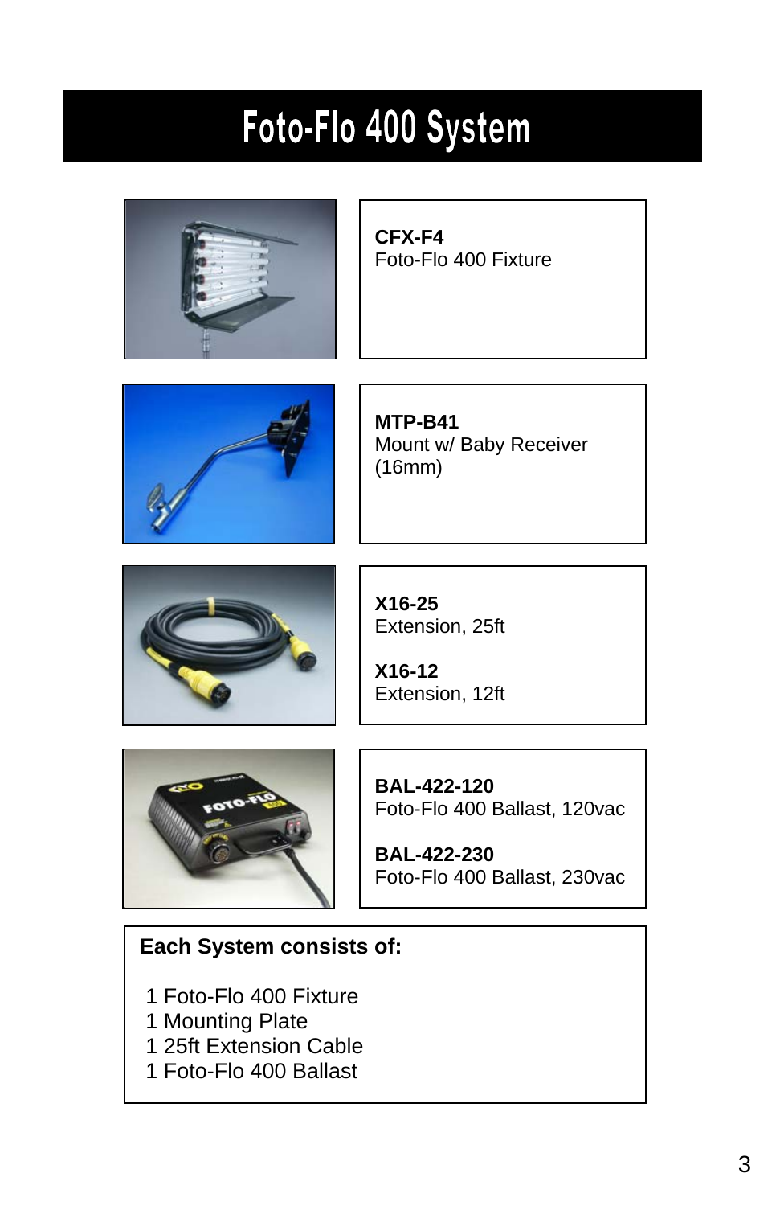# Foto-Flo 400 System

**CFX-F4**
Foto-Flo 400 Fixture

**MTP-B41**
Mount w/ Baby Receiver (16mm)

**X16-25**
Extension, 25ft

**X16-12**
Extension, 12ft

**BAL-422-120**
Foto-Flo 400 Ballast, 120vac

**BAL-422-230**
Foto-Flo 400 Ballast, 230vac

**Each System consists of:**

1 Foto-Flo 400 Fixture
1 Mounting Plate
1 25ft Extension Cable
1 Foto-Flo 400 Ballast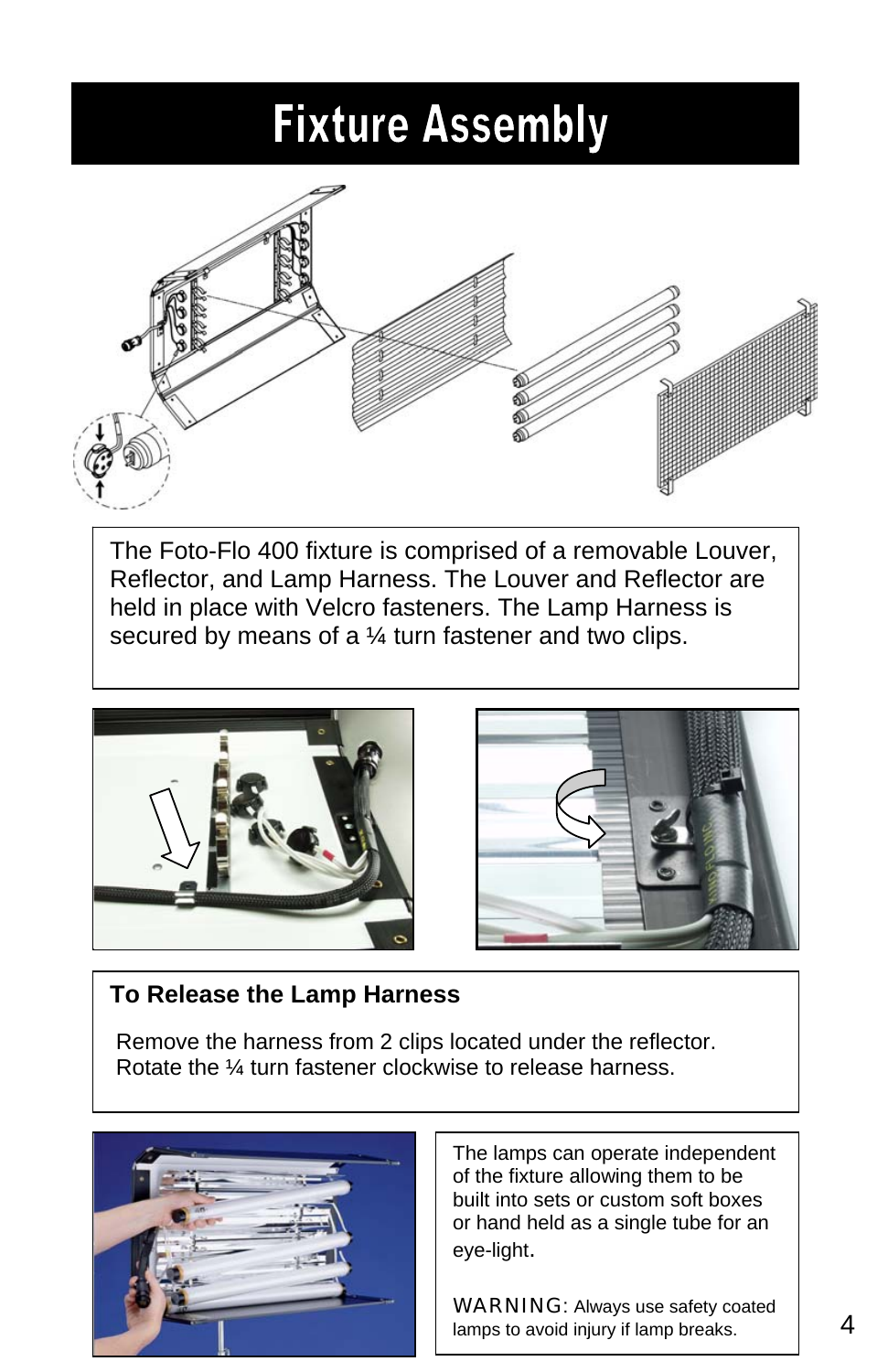# Fixture Assembly

The Foto-Flo 400 fixture is comprised of a removable Louver, Reflector, and Lamp Harness. The Louver and Reflector are held in place with Velcro fasteners. The Lamp Harness is secured by means of a ¼ turn fastener and two clips.

**To Release the Lamp Harness**

Remove the harness from 2 clips located under the reflector.
Rotate the ¼ turn fastener clockwise to release harness.

The lamps can operate independent of the fixture allowing them to be built into sets or custom soft boxes or hand held as a single tube for an eye-light.

WARNING: Always use safety coated lamps to avoid injury if lamp breaks.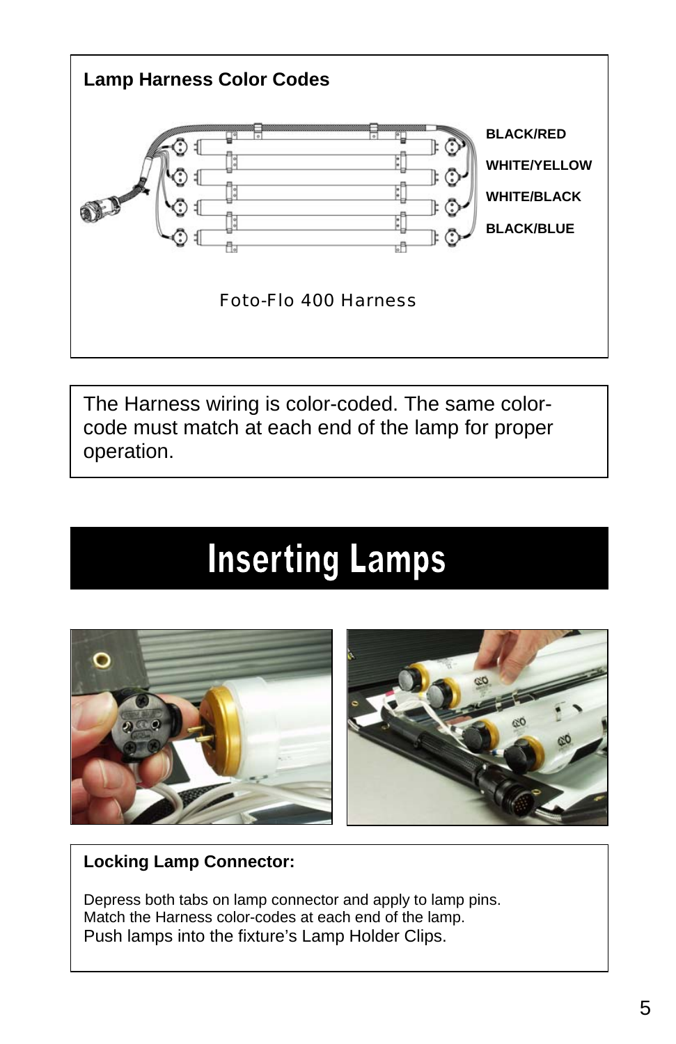**Lamp Harness Color Codes**

BLACK/RED

WHITE/YELLOW

WHITE/BLACK

BLACK/BLUE

Foto-Flo 400 Harness

The Harness wiring is color-coded. The same color-code must match at each end of the lamp for proper operation.

# Inserting Lamps

**Locking Lamp Connector:**

Depress both tabs on lamp connector and apply to lamp pins.
Match the Harness color-codes at each end of the lamp.
Push lamps into the fixture's Lamp Holder Clips.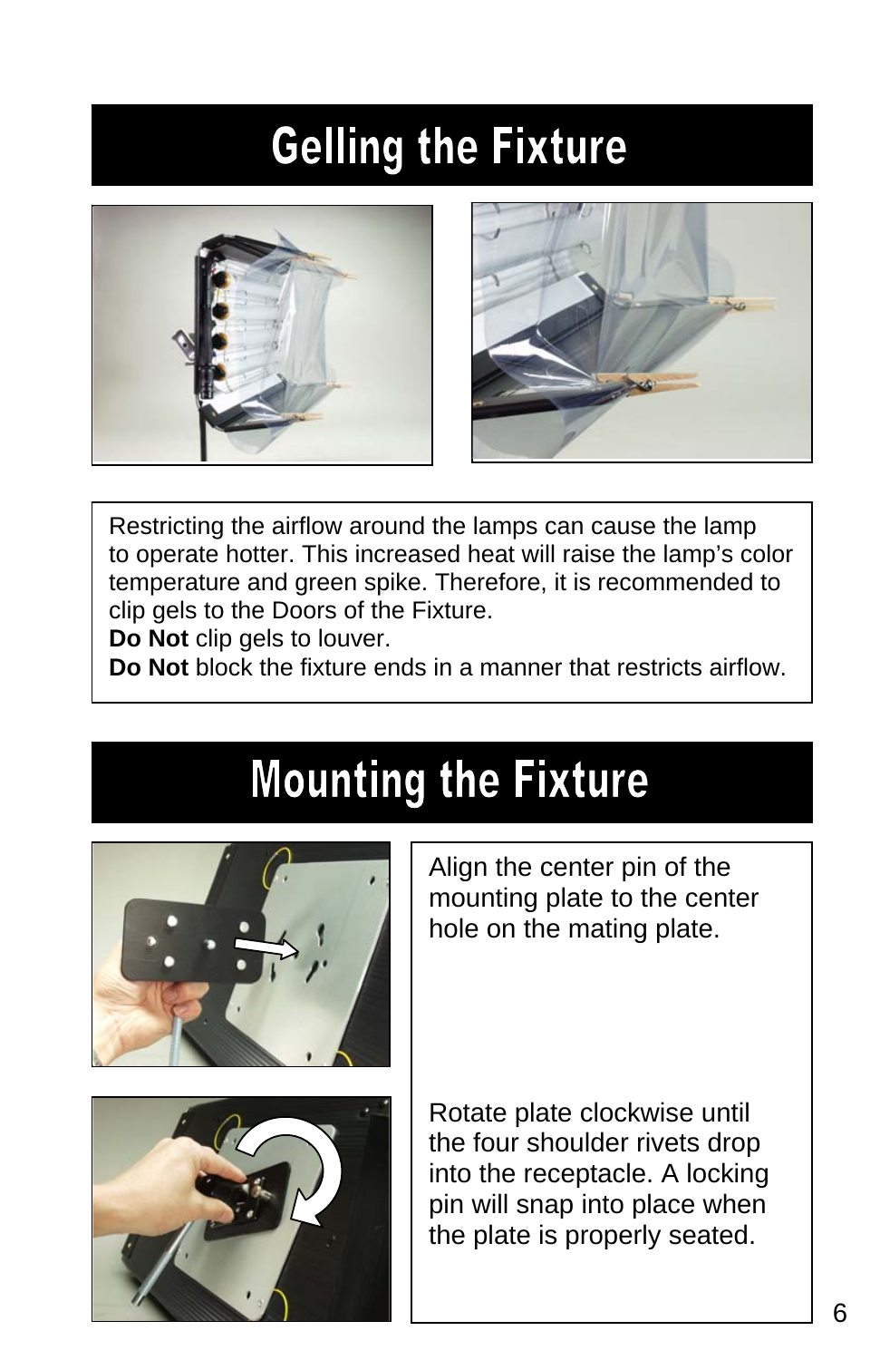# Gelling the Fixture

Restricting the airflow around the lamps can cause the lamp to operate hotter. This increased heat will raise the lamp's color temperature and green spike. Therefore, it is recommended to clip gels to the Doors of the Fixture.

**Do Not** clip gels to louver.

**Do Not** block the fixture ends in a manner that restricts airflow.

# Mounting the Fixture

Align the center pin of the mounting plate to the center hole on the mating plate.

Rotate plate clockwise until the four shoulder rivets drop into the receptacle. A locking pin will snap into place when the plate is properly seated.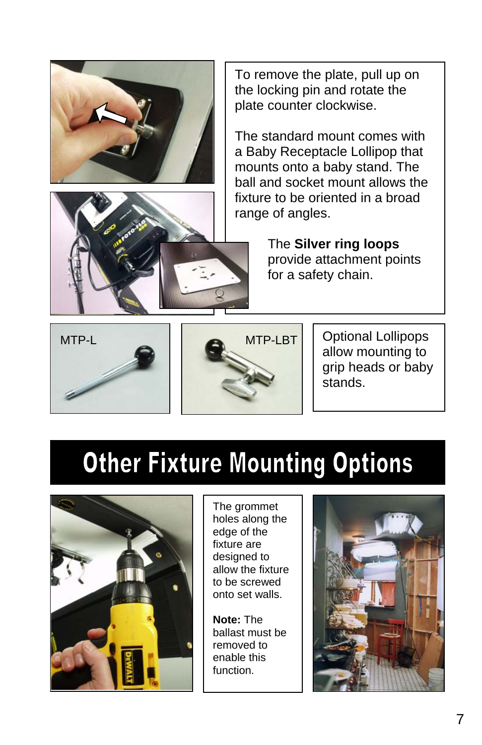To remove the plate, pull up on the locking pin and rotate the plate counter clockwise.

The standard mount comes with a Baby Receptacle Lollipop that mounts onto a baby stand. The ball and socket mount allows the fixture to be oriented in a broad range of angles.

The **Silver ring loops** provide attachment points for a safety chain.

MTP-L

MTP-LBT

Optional Lollipops allow mounting to grip heads or baby stands.

# Other Fixture Mounting Options

The grommet holes along the edge of the fixture are designed to allow the fixture to be screwed onto set walls.

**Note:** The ballast must be removed to enable this function.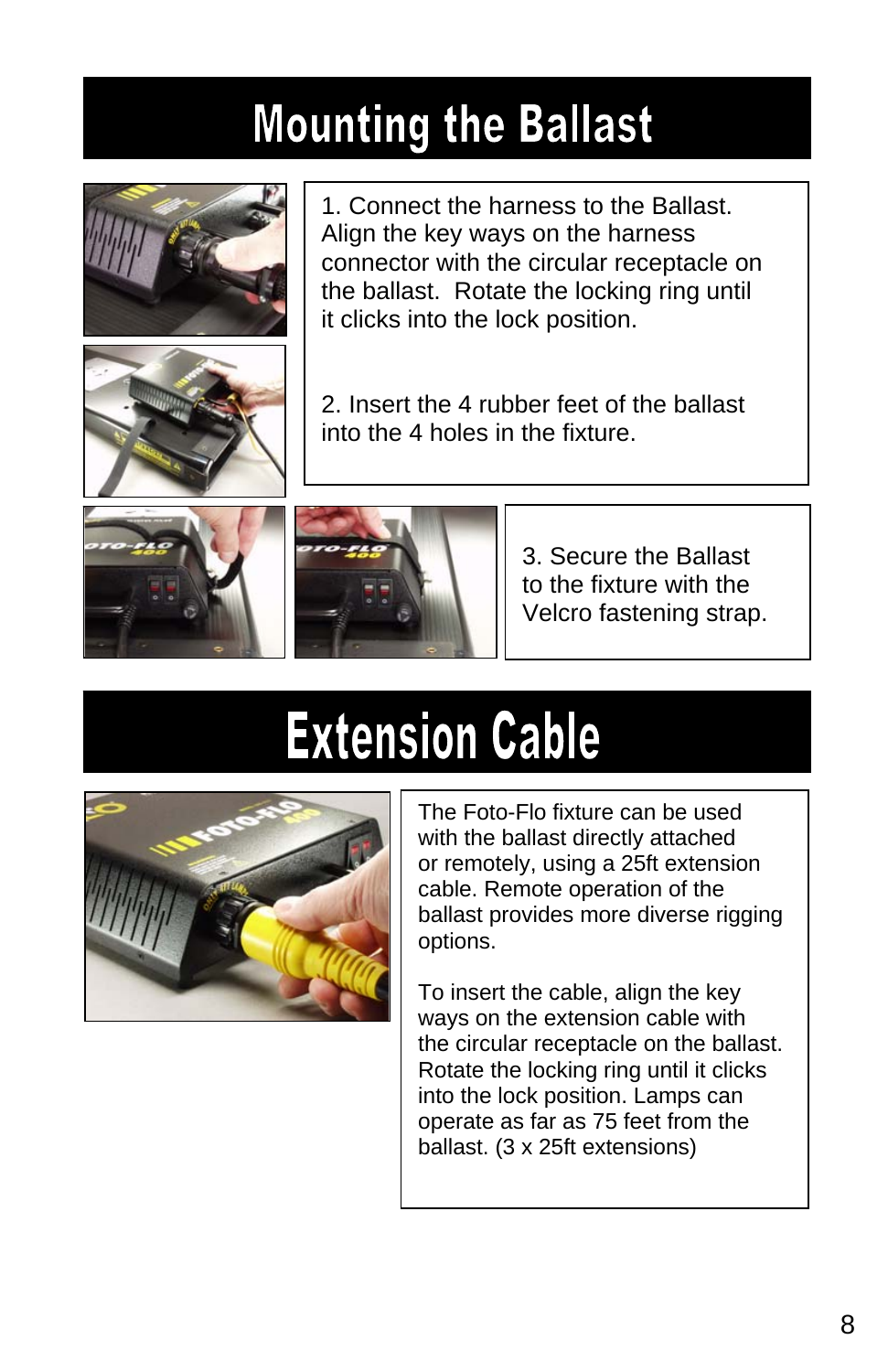# Mounting the Ballast

1. Connect the harness to the Ballast. Align the key ways on the harness connector with the circular receptacle on the ballast. Rotate the locking ring until it clicks into the lock position.

2. Insert the 4 rubber feet of the ballast into the 4 holes in the fixture.

3. Secure the Ballast to the fixture with the Velcro fastening strap.

# Extension Cable

The Foto-Flo fixture can be used with the ballast directly attached or remotely, using a 25ft extension cable. Remote operation of the ballast provides more diverse rigging options.

To insert the cable, align the key ways on the extension cable with the circular receptacle on the ballast. Rotate the locking ring until it clicks into the lock position. Lamps can operate as far as 75 feet from the ballast. (3 x 25ft extensions)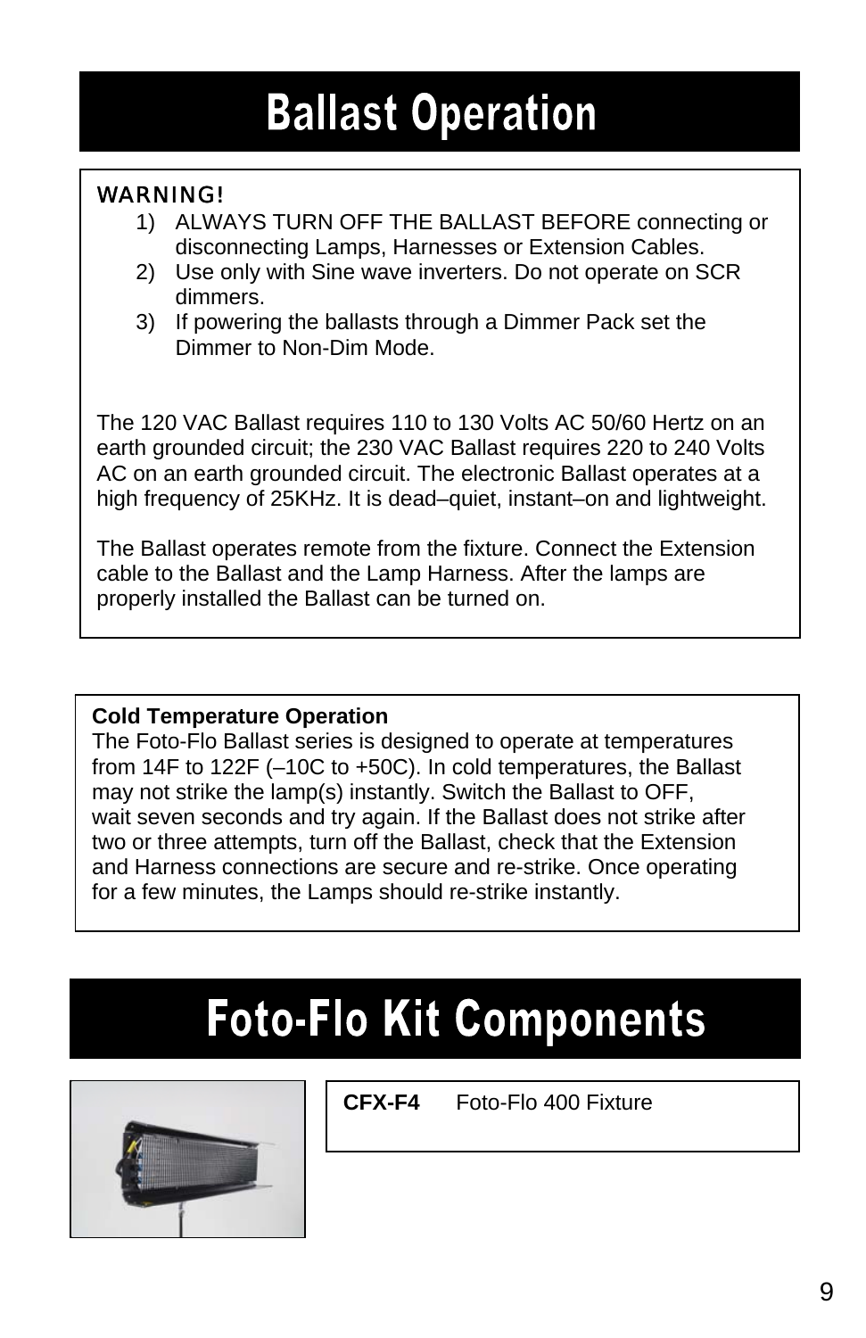# Ballast Operation

**WARNING!**

1) ALWAYS TURN OFF THE BALLAST BEFORE connecting or disconnecting Lamps, Harnesses or Extension Cables.
2) Use only with Sine wave inverters. Do not operate on SCR dimmers.
3) If powering the ballasts through a Dimmer Pack set the Dimmer to Non-Dim Mode.

The 120 VAC Ballast requires 110 to 130 Volts AC 50/60 Hertz on an earth grounded circuit; the 230 VAC Ballast requires 220 to 240 Volts AC on an earth grounded circuit. The electronic Ballast operates at a high frequency of 25KHz. It is dead–quiet, instant–on and lightweight.

The Ballast operates remote from the fixture. Connect the Extension cable to the Ballast and the Lamp Harness. After the lamps are properly installed the Ballast can be turned on.

**Cold Temperature Operation**

The Foto-Flo Ballast series is designed to operate at temperatures from 14F to 122F (–10C to +50C). In cold temperatures, the Ballast may not strike the lamp(s) instantly. Switch the Ballast to OFF, wait seven seconds and try again. If the Ballast does not strike after two or three attempts, turn off the Ballast, check that the Extension and Harness connections are secure and re-strike. Once operating for a few minutes, the Lamps should re-strike instantly.

# Foto-Flo Kit Components

**CFX-F4** Foto-Flo 400 Fixture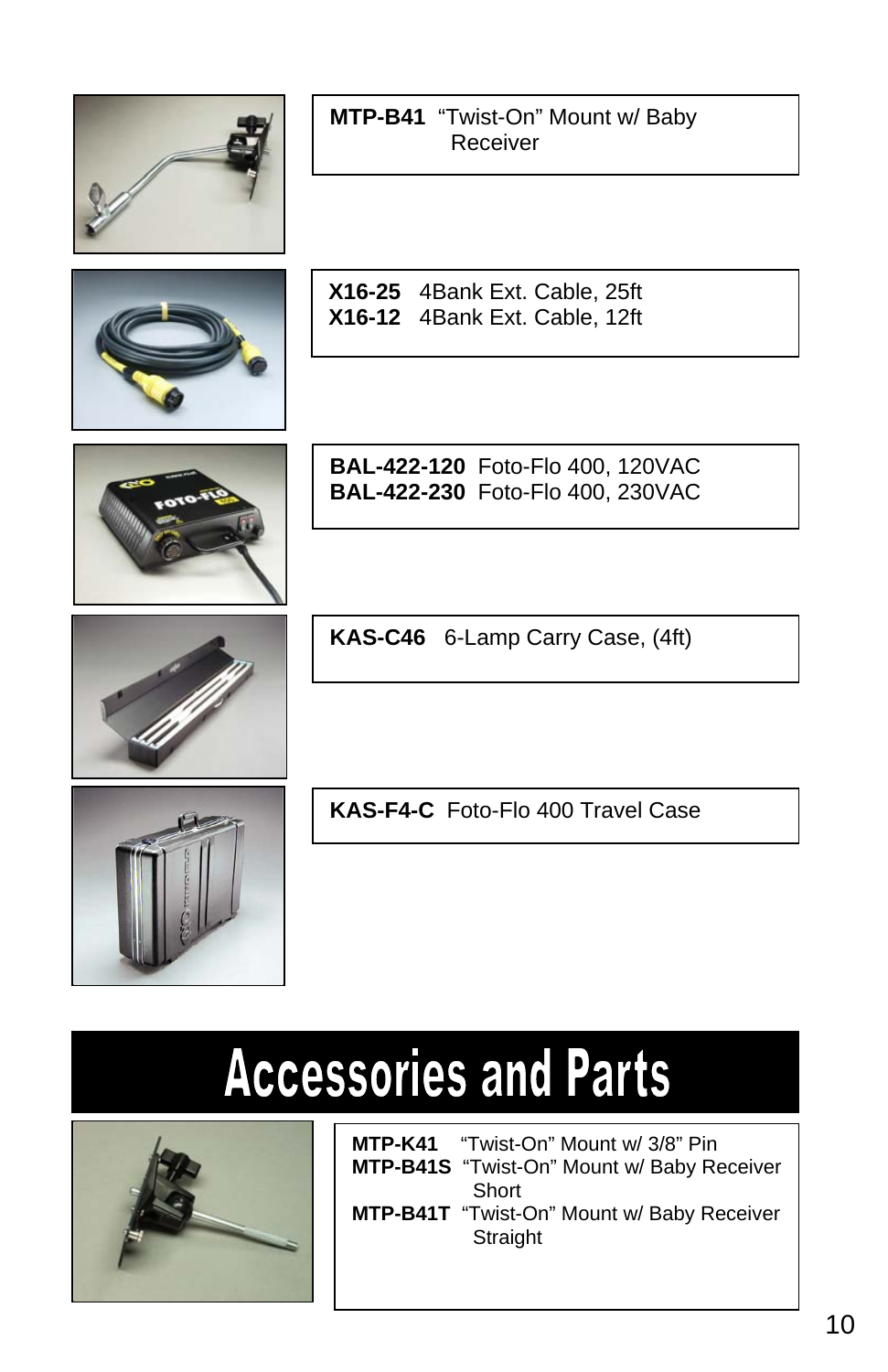**MTP-B41** "Twist-On" Mount w/ Baby Receiver

**X16-25** 4Bank Ext. Cable, 25ft
**X16-12** 4Bank Ext. Cable, 12ft

**BAL-422-120** Foto-Flo 400, 120VAC
**BAL-422-230** Foto-Flo 400, 230VAC

**KAS-C46** 6-Lamp Carry Case, (4ft)

**KAS-F4-C** Foto-Flo 400 Travel Case

# Accessories and Parts

**MTP-K41** "Twist-On" Mount w/ 3/8" Pin
**MTP-B41S** "Twist-On" Mount w/ Baby Receiver Short
**MTP-B41T** "Twist-On" Mount w/ Baby Receiver Straight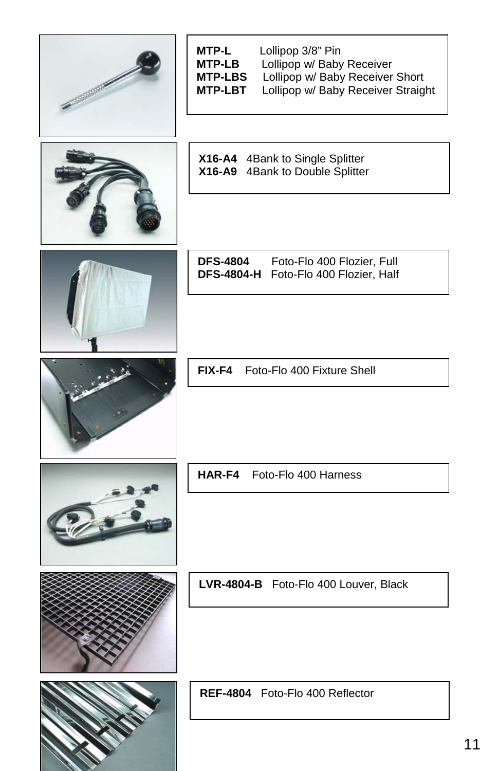**MTP-L** Lollipop 3/8” Pin
**MTP-LB** Lollipop w/ Baby Receiver
**MTP-LBS** Lollipop w/ Baby Receiver Short
**MTP-LBT** Lollipop w/ Baby Receiver Straight

**X16-A4** 4Bank to Single Splitter
**X16-A9** 4Bank to Double Splitter

**DFS-4804** Foto-Flo 400 Flozier, Full
**DFS-4804-H** Foto-Flo 400 Flozier, Half

**FIX-F4** Foto-Flo 400 Fixture Shell

**HAR-F4** Foto-Flo 400 Harness

**LVR-4804-B** Foto-Flo 400 Louver, Black

**REF-4804** Foto-Flo 400 Reflector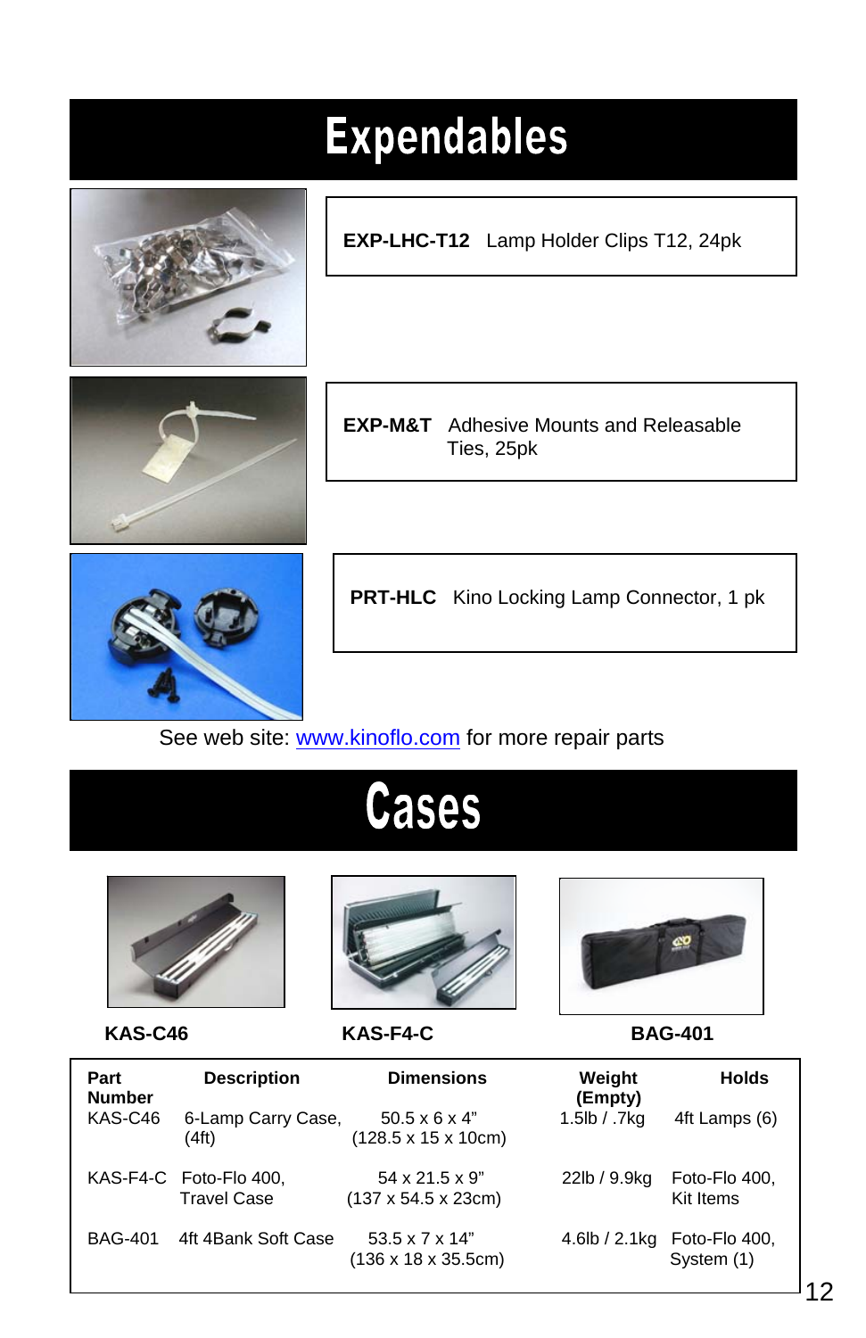# Expendables

**EXP-LHC-T12** Lamp Holder Clips T12, 24pk

**EXP-M&T** Adhesive Mounts and Releasable Ties, 25pk

**PRT-HLC** Kino Locking Lamp Connector, 1 pk

See web site: www.kinoflo.com for more repair parts

# Cases

**KAS-C46** **KAS-F4-C** **BAG-401**

| Part Number | Description | Dimensions | Weight (Empty) | Holds |
|---|---|---|---|---|
| KAS-C46 | 6-Lamp Carry Case, (4ft) | 50.5 x 6 x 4" (128.5 x 15 x 10cm) | 1.5lb / .7kg | 4ft Lamps (6) |
| KAS-F4-C | Foto-Flo 400, Travel Case | 54 x 21.5 x 9" (137 x 54.5 x 23cm) | 22lb / 9.9kg | Foto-Flo 400, Kit Items |
| BAG-401 | 4ft 4Bank Soft Case | 53.5 x 7 x 14" (136 x 18 x 35.5cm) | 4.6lb / 2.1kg | Foto-Flo 400, System (1) |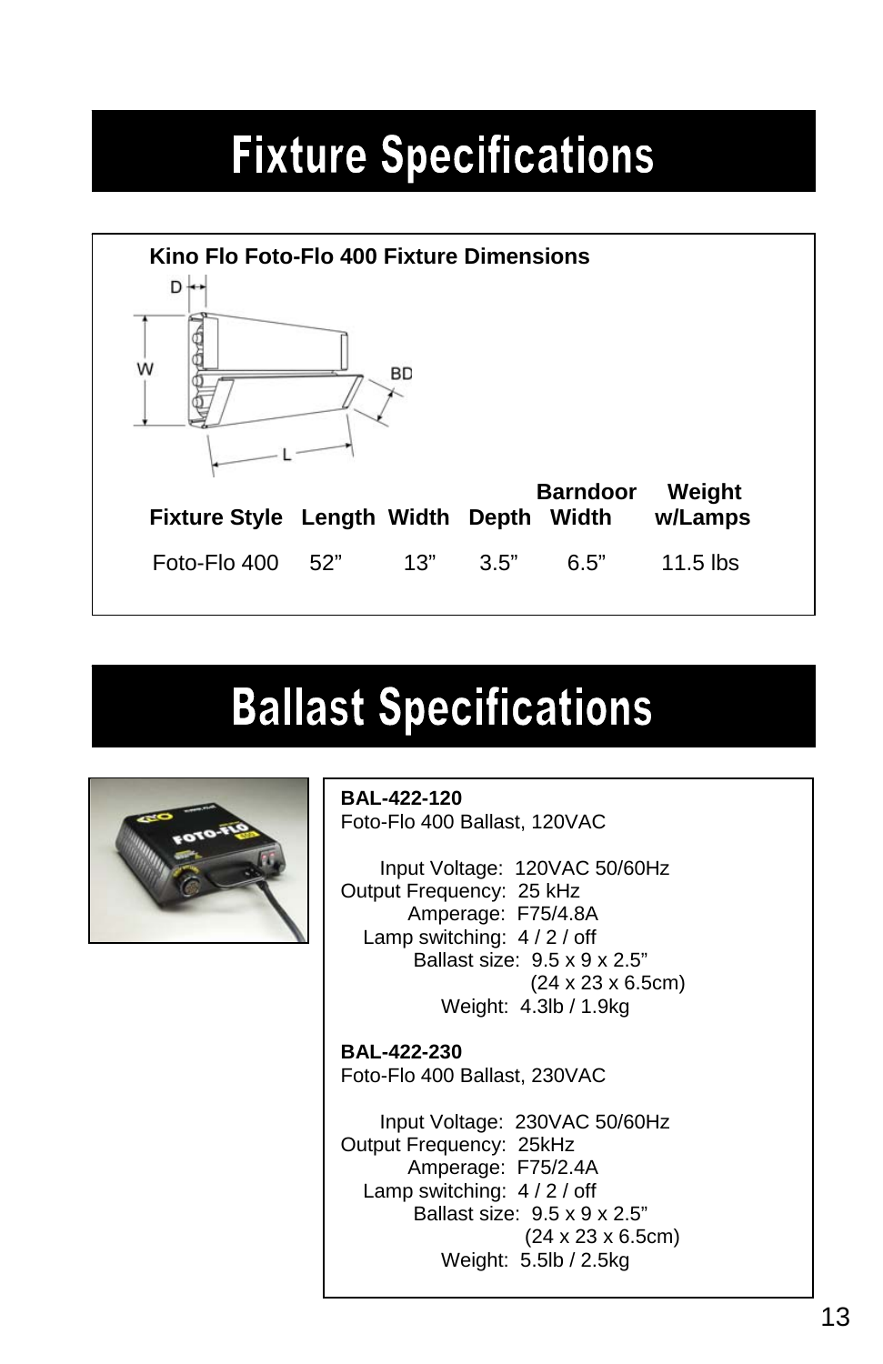# Fixture Specifications

**Kino Flo Foto-Flo 400 Fixture Dimensions**

| Fixture Style | Length | Width | Depth | Barndoor Width | Weight w/Lamps |
|---|---|---|---|---|---|
| Foto-Flo 400 | 52” | 13” | 3.5” | 6.5” | 11.5 lbs |

# Ballast Specifications

**BAL-422-120**
Foto-Flo 400 Ballast, 120VAC

Input Voltage: 120VAC 50/60Hz
Output Frequency: 25 kHz
Amperage: F75/4.8A
Lamp switching: 4 / 2 / off
Ballast size: 9.5 x 9 x 2.5” (24 x 23 x 6.5cm)
Weight: 4.3lb / 1.9kg

**BAL-422-230**
Foto-Flo 400 Ballast, 230VAC

Input Voltage: 230VAC 50/60Hz
Output Frequency: 25kHz
Amperage: F75/2.4A
Lamp switching: 4 / 2 / off
Ballast size: 9.5 x 9 x 2.5” (24 x 23 x 6.5cm)
Weight: 5.5lb / 2.5kg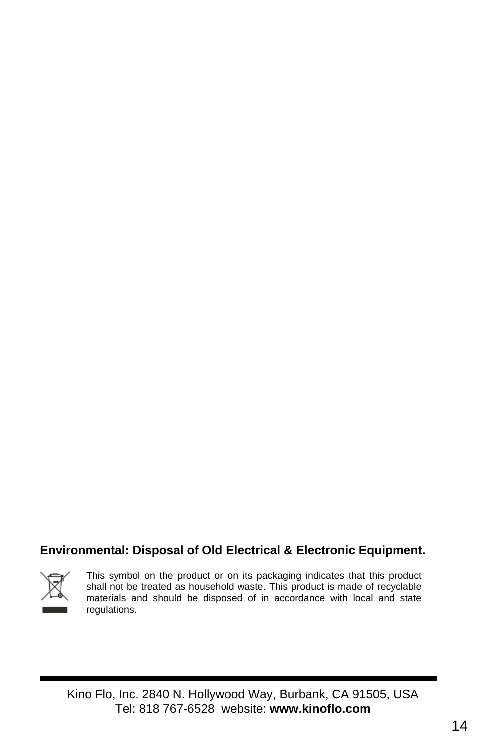## Environmental: Disposal of Old Electrical & Electronic Equipment.

This symbol on the product or on its packaging indicates that this product shall not be treated as household waste. This product is made of recyclable materials and should be disposed of in accordance with local and state regulations.

Kino Flo, Inc. 2840 N. Hollywood Way, Burbank, CA 91505, USA
Tel: 818 767-6528 website: **www.kinoflo.com**